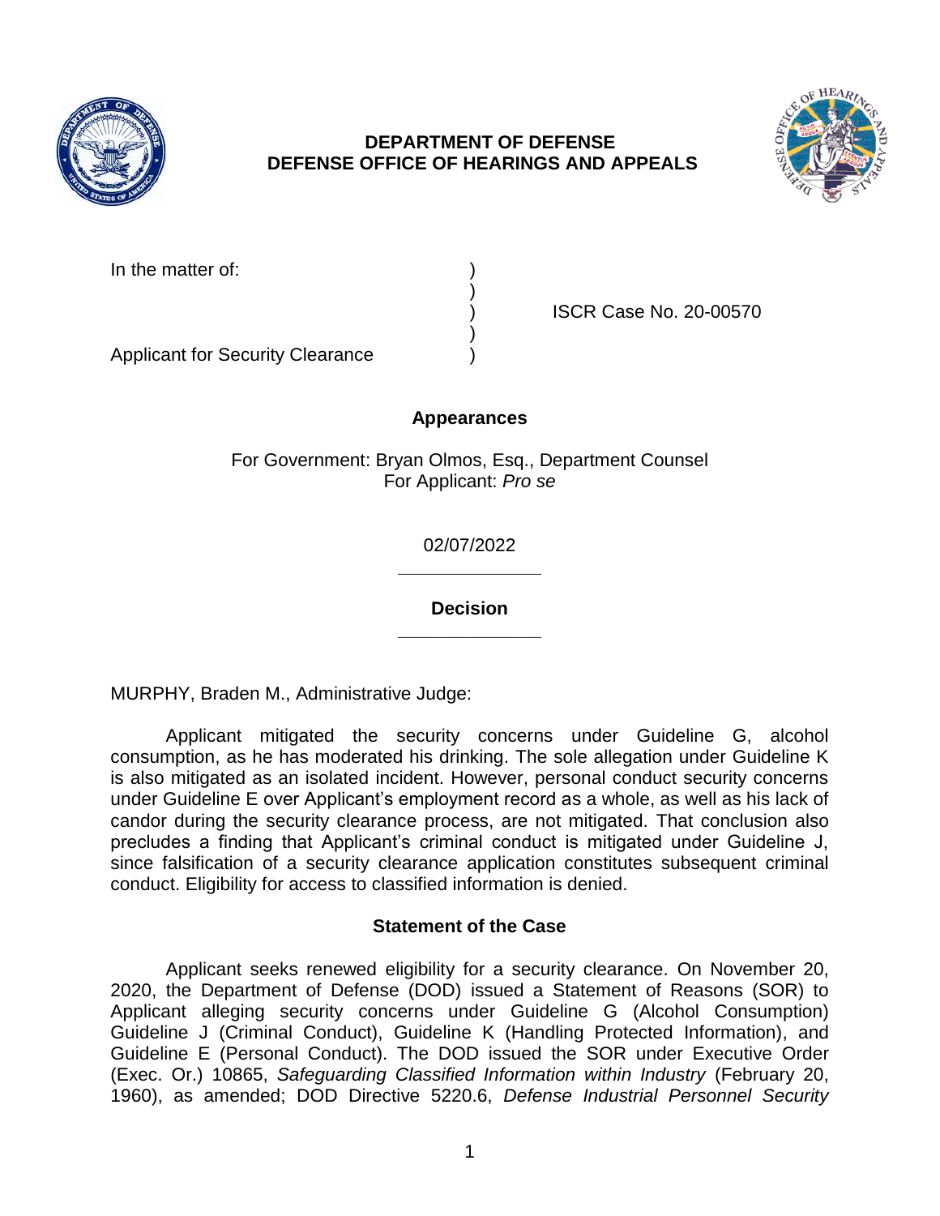**DEPARTMENT OF DEFENSE**
**DEFENSE OFFICE OF HEARINGS AND APPEALS**

In the matter of: )
)
) ISCR Case No. 20-00570
)
Applicant for Security Clearance )

## Appearances

For Government: Bryan Olmos, Esq., Department Counsel
For Applicant: *Pro se*

02/07/2022

______________

## Decision

______________

MURPHY, Braden M., Administrative Judge:

Applicant mitigated the security concerns under Guideline G, alcohol consumption, as he has moderated his drinking. The sole allegation under Guideline K is also mitigated as an isolated incident. However, personal conduct security concerns under Guideline E over Applicant's employment record as a whole, as well as his lack of candor during the security clearance process, are not mitigated. That conclusion also precludes a finding that Applicant's criminal conduct is mitigated under Guideline J, since falsification of a security clearance application constitutes subsequent criminal conduct. Eligibility for access to classified information is denied.

## Statement of the Case

Applicant seeks renewed eligibility for a security clearance. On November 20, 2020, the Department of Defense (DOD) issued a Statement of Reasons (SOR) to Applicant alleging security concerns under Guideline G (Alcohol Consumption) Guideline J (Criminal Conduct), Guideline K (Handling Protected Information), and Guideline E (Personal Conduct). The DOD issued the SOR under Executive Order (Exec. Or.) 10865, *Safeguarding Classified Information within Industry* (February 20, 1960), as amended; DOD Directive 5220.6, *Defense Industrial Personnel Security*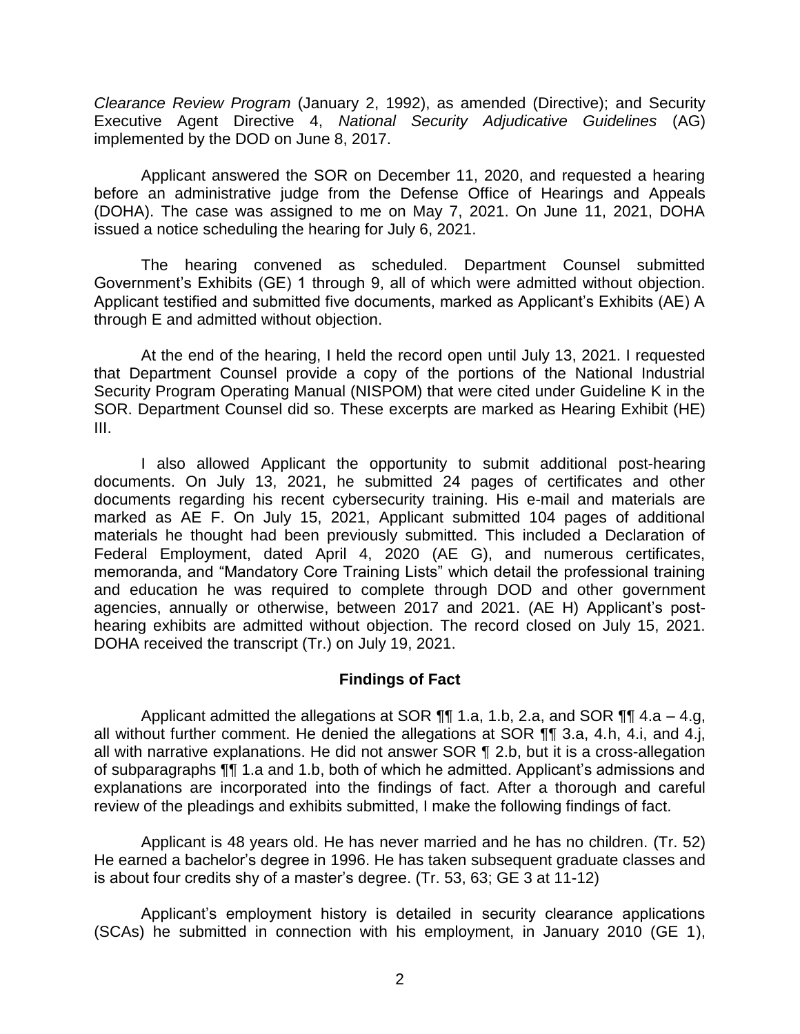*Clearance Review Program* (January 2, 1992), as amended (Directive); and Security Executive Agent Directive 4, *National Security Adjudicative Guidelines* (AG) implemented by the DOD on June 8, 2017.

Applicant answered the SOR on December 11, 2020, and requested a hearing before an administrative judge from the Defense Office of Hearings and Appeals (DOHA). The case was assigned to me on May 7, 2021. On June 11, 2021, DOHA issued a notice scheduling the hearing for July 6, 2021.

The hearing convened as scheduled. Department Counsel submitted Government's Exhibits (GE) 1 through 9, all of which were admitted without objection. Applicant testified and submitted five documents, marked as Applicant's Exhibits (AE) A through E and admitted without objection.

At the end of the hearing, I held the record open until July 13, 2021. I requested that Department Counsel provide a copy of the portions of the National Industrial Security Program Operating Manual (NISPOM) that were cited under Guideline K in the SOR. Department Counsel did so. These excerpts are marked as Hearing Exhibit (HE) III.

I also allowed Applicant the opportunity to submit additional post-hearing documents. On July 13, 2021, he submitted 24 pages of certificates and other documents regarding his recent cybersecurity training. His e-mail and materials are marked as AE F. On July 15, 2021, Applicant submitted 104 pages of additional materials he thought had been previously submitted. This included a Declaration of Federal Employment, dated April 4, 2020 (AE G), and numerous certificates, memoranda, and "Mandatory Core Training Lists" which detail the professional training and education he was required to complete through DOD and other government agencies, annually or otherwise, between 2017 and 2021. (AE H) Applicant's post-hearing exhibits are admitted without objection. The record closed on July 15, 2021. DOHA received the transcript (Tr.) on July 19, 2021.

## Findings of Fact

Applicant admitted the allegations at SOR ¶¶ 1.a, 1.b, 2.a, and SOR ¶¶ 4.a – 4.g, all without further comment. He denied the allegations at SOR ¶¶ 3.a, 4.h, 4.i, and 4.j, all with narrative explanations. He did not answer SOR ¶ 2.b, but it is a cross-allegation of subparagraphs ¶¶ 1.a and 1.b, both of which he admitted. Applicant's admissions and explanations are incorporated into the findings of fact. After a thorough and careful review of the pleadings and exhibits submitted, I make the following findings of fact.

Applicant is 48 years old. He has never married and he has no children. (Tr. 52) He earned a bachelor's degree in 1996. He has taken subsequent graduate classes and is about four credits shy of a master's degree. (Tr. 53, 63; GE 3 at 11-12)

Applicant's employment history is detailed in security clearance applications (SCAs) he submitted in connection with his employment, in January 2010 (GE 1),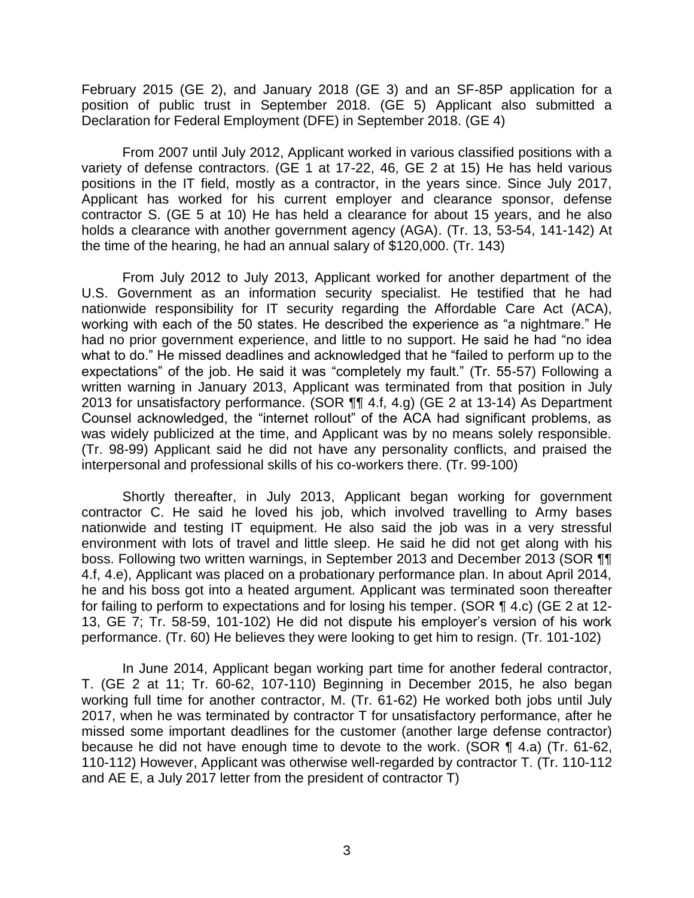February 2015 (GE 2), and January 2018 (GE 3) and an SF-85P application for a position of public trust in September 2018. (GE 5) Applicant also submitted a Declaration for Federal Employment (DFE) in September 2018. (GE 4)

From 2007 until July 2012, Applicant worked in various classified positions with a variety of defense contractors. (GE 1 at 17-22, 46, GE 2 at 15) He has held various positions in the IT field, mostly as a contractor, in the years since. Since July 2017, Applicant has worked for his current employer and clearance sponsor, defense contractor S. (GE 5 at 10) He has held a clearance for about 15 years, and he also holds a clearance with another government agency (AGA). (Tr. 13, 53-54, 141-142) At the time of the hearing, he had an annual salary of $120,000. (Tr. 143)

From July 2012 to July 2013, Applicant worked for another department of the U.S. Government as an information security specialist. He testified that he had nationwide responsibility for IT security regarding the Affordable Care Act (ACA), working with each of the 50 states. He described the experience as "a nightmare." He had no prior government experience, and little to no support. He said he had "no idea what to do." He missed deadlines and acknowledged that he "failed to perform up to the expectations" of the job. He said it was "completely my fault." (Tr. 55-57) Following a written warning in January 2013, Applicant was terminated from that position in July 2013 for unsatisfactory performance. (SOR ¶¶ 4.f, 4.g) (GE 2 at 13-14) As Department Counsel acknowledged, the "internet rollout" of the ACA had significant problems, as was widely publicized at the time, and Applicant was by no means solely responsible. (Tr. 98-99) Applicant said he did not have any personality conflicts, and praised the interpersonal and professional skills of his co-workers there. (Tr. 99-100)

Shortly thereafter, in July 2013, Applicant began working for government contractor C. He said he loved his job, which involved travelling to Army bases nationwide and testing IT equipment. He also said the job was in a very stressful environment with lots of travel and little sleep. He said he did not get along with his boss. Following two written warnings, in September 2013 and December 2013 (SOR ¶¶ 4.f, 4.e), Applicant was placed on a probationary performance plan. In about April 2014, he and his boss got into a heated argument. Applicant was terminated soon thereafter for failing to perform to expectations and for losing his temper. (SOR ¶ 4.c) (GE 2 at 12-13, GE 7; Tr. 58-59, 101-102) He did not dispute his employer's version of his work performance. (Tr. 60) He believes they were looking to get him to resign. (Tr. 101-102)

In June 2014, Applicant began working part time for another federal contractor, T. (GE 2 at 11; Tr. 60-62, 107-110) Beginning in December 2015, he also began working full time for another contractor, M. (Tr. 61-62) He worked both jobs until July 2017, when he was terminated by contractor T for unsatisfactory performance, after he missed some important deadlines for the customer (another large defense contractor) because he did not have enough time to devote to the work. (SOR ¶ 4.a) (Tr. 61-62, 110-112) However, Applicant was otherwise well-regarded by contractor T. (Tr. 110-112 and AE E, a July 2017 letter from the president of contractor T)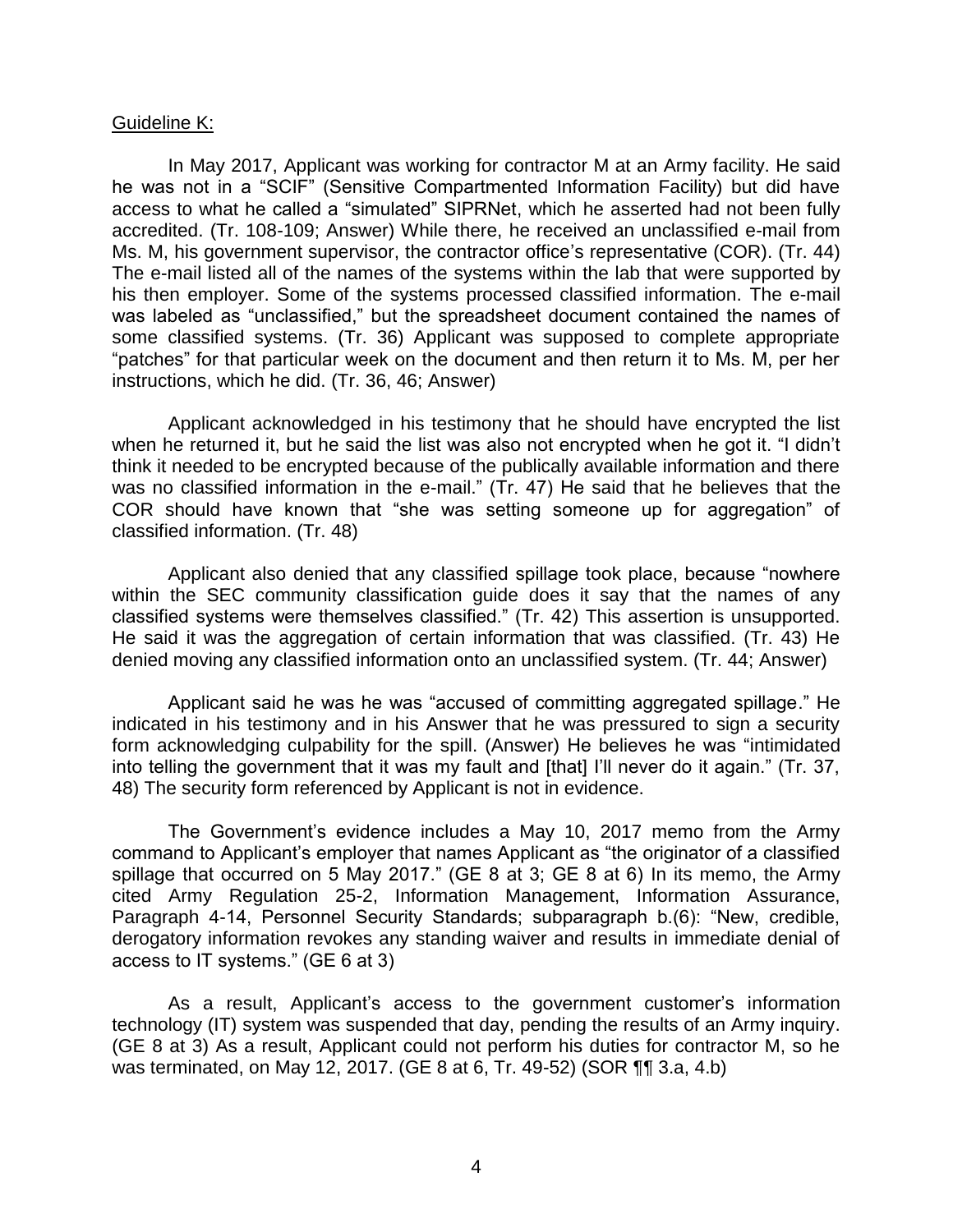Guideline K:

In May 2017, Applicant was working for contractor M at an Army facility. He said he was not in a "SCIF" (Sensitive Compartmented Information Facility) but did have access to what he called a "simulated" SIPRNet, which he asserted had not been fully accredited. (Tr. 108-109; Answer) While there, he received an unclassified e-mail from Ms. M, his government supervisor, the contractor office's representative (COR). (Tr. 44) The e-mail listed all of the names of the systems within the lab that were supported by his then employer. Some of the systems processed classified information. The e-mail was labeled as "unclassified," but the spreadsheet document contained the names of some classified systems. (Tr. 36) Applicant was supposed to complete appropriate "patches" for that particular week on the document and then return it to Ms. M, per her instructions, which he did. (Tr. 36, 46; Answer)

Applicant acknowledged in his testimony that he should have encrypted the list when he returned it, but he said the list was also not encrypted when he got it. "I didn't think it needed to be encrypted because of the publically available information and there was no classified information in the e-mail." (Tr. 47) He said that he believes that the COR should have known that "she was setting someone up for aggregation" of classified information. (Tr. 48)

Applicant also denied that any classified spillage took place, because "nowhere within the SEC community classification guide does it say that the names of any classified systems were themselves classified." (Tr. 42) This assertion is unsupported. He said it was the aggregation of certain information that was classified. (Tr. 43) He denied moving any classified information onto an unclassified system. (Tr. 44; Answer)

Applicant said he was he was "accused of committing aggregated spillage." He indicated in his testimony and in his Answer that he was pressured to sign a security form acknowledging culpability for the spill. (Answer) He believes he was "intimidated into telling the government that it was my fault and [that] I'll never do it again." (Tr. 37, 48) The security form referenced by Applicant is not in evidence.

The Government's evidence includes a May 10, 2017 memo from the Army command to Applicant's employer that names Applicant as "the originator of a classified spillage that occurred on 5 May 2017." (GE 8 at 3; GE 8 at 6) In its memo, the Army cited Army Regulation 25-2, Information Management, Information Assurance, Paragraph 4-14, Personnel Security Standards; subparagraph b.(6): "New, credible, derogatory information revokes any standing waiver and results in immediate denial of access to IT systems." (GE 6 at 3)

As a result, Applicant's access to the government customer's information technology (IT) system was suspended that day, pending the results of an Army inquiry. (GE 8 at 3) As a result, Applicant could not perform his duties for contractor M, so he was terminated, on May 12, 2017. (GE 8 at 6, Tr. 49-52) (SOR ¶¶ 3.a, 4.b)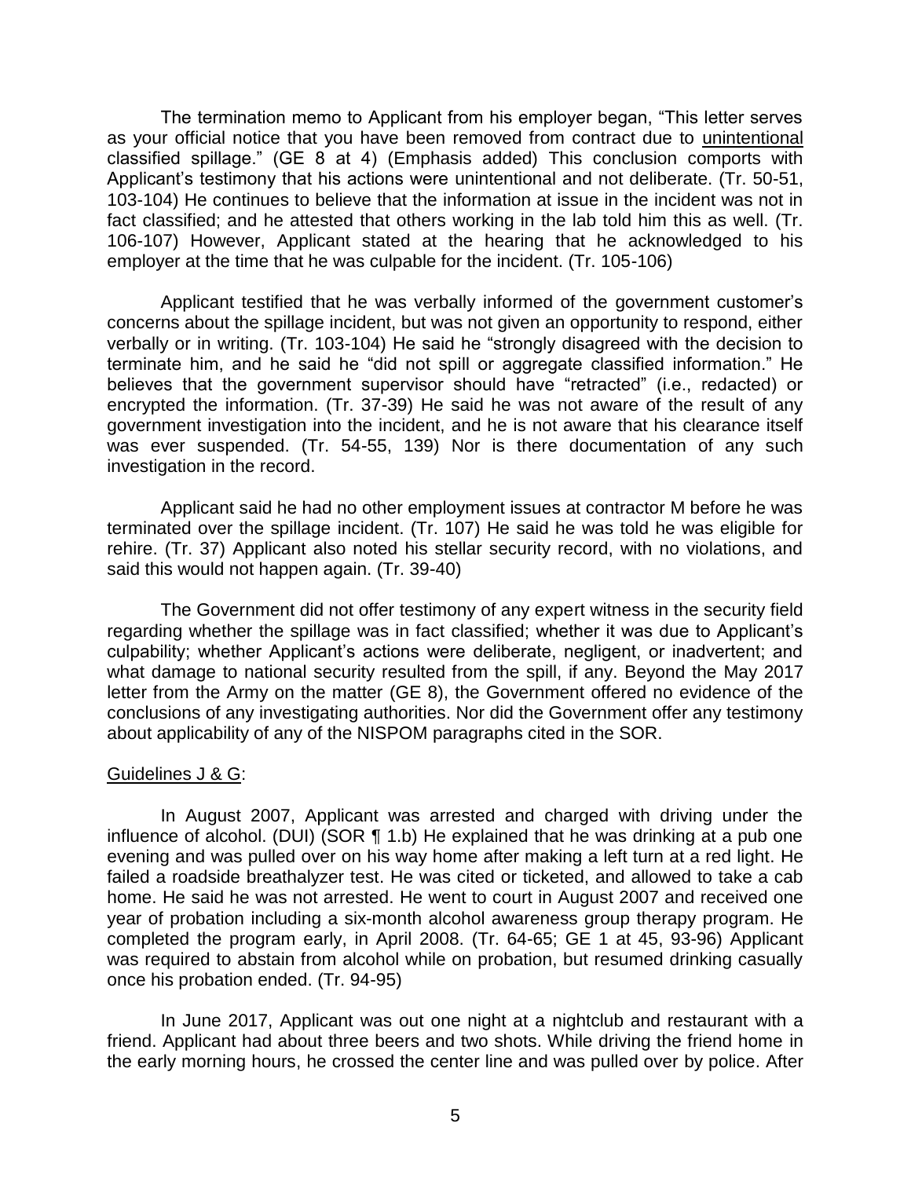The termination memo to Applicant from his employer began, "This letter serves as your official notice that you have been removed from contract due to unintentional classified spillage." (GE 8 at 4) (Emphasis added) This conclusion comports with Applicant's testimony that his actions were unintentional and not deliberate. (Tr. 50-51, 103-104) He continues to believe that the information at issue in the incident was not in fact classified; and he attested that others working in the lab told him this as well. (Tr. 106-107) However, Applicant stated at the hearing that he acknowledged to his employer at the time that he was culpable for the incident. (Tr. 105-106)

Applicant testified that he was verbally informed of the government customer's concerns about the spillage incident, but was not given an opportunity to respond, either verbally or in writing. (Tr. 103-104) He said he "strongly disagreed with the decision to terminate him, and he said he "did not spill or aggregate classified information." He believes that the government supervisor should have "retracted" (i.e., redacted) or encrypted the information. (Tr. 37-39) He said he was not aware of the result of any government investigation into the incident, and he is not aware that his clearance itself was ever suspended. (Tr. 54-55, 139) Nor is there documentation of any such investigation in the record.

Applicant said he had no other employment issues at contractor M before he was terminated over the spillage incident. (Tr. 107) He said he was told he was eligible for rehire. (Tr. 37) Applicant also noted his stellar security record, with no violations, and said this would not happen again. (Tr. 39-40)

The Government did not offer testimony of any expert witness in the security field regarding whether the spillage was in fact classified; whether it was due to Applicant's culpability; whether Applicant's actions were deliberate, negligent, or inadvertent; and what damage to national security resulted from the spill, if any. Beyond the May 2017 letter from the Army on the matter (GE 8), the Government offered no evidence of the conclusions of any investigating authorities. Nor did the Government offer any testimony about applicability of any of the NISPOM paragraphs cited in the SOR.

Guidelines J & G:

In August 2007, Applicant was arrested and charged with driving under the influence of alcohol. (DUI) (SOR ¶ 1.b) He explained that he was drinking at a pub one evening and was pulled over on his way home after making a left turn at a red light. He failed a roadside breathalyzer test. He was cited or ticketed, and allowed to take a cab home. He said he was not arrested. He went to court in August 2007 and received one year of probation including a six-month alcohol awareness group therapy program. He completed the program early, in April 2008. (Tr. 64-65; GE 1 at 45, 93-96) Applicant was required to abstain from alcohol while on probation, but resumed drinking casually once his probation ended. (Tr. 94-95)

In June 2017, Applicant was out one night at a nightclub and restaurant with a friend. Applicant had about three beers and two shots. While driving the friend home in the early morning hours, he crossed the center line and was pulled over by police. After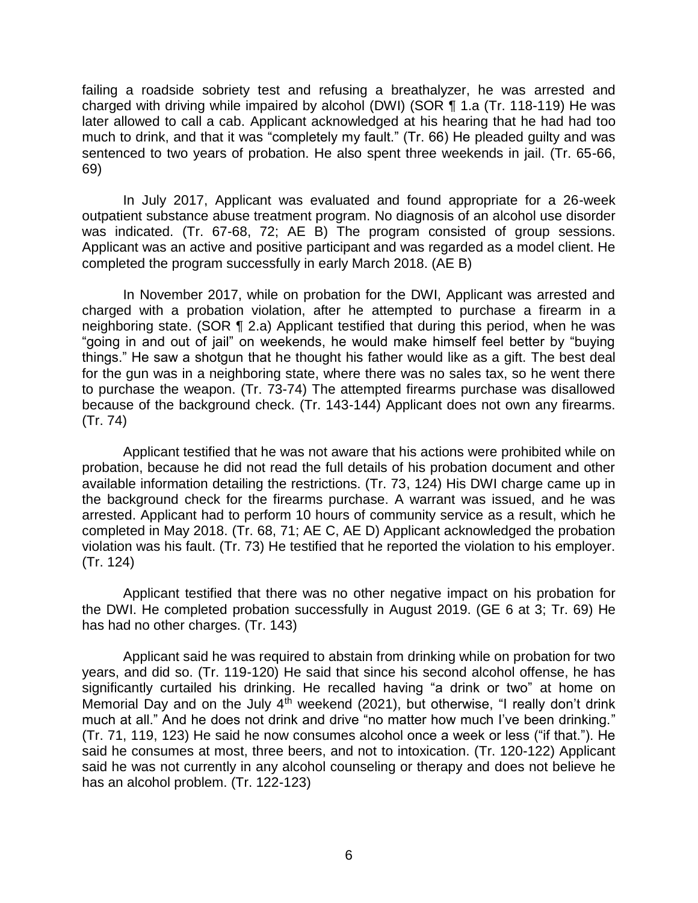failing a roadside sobriety test and refusing a breathalyzer, he was arrested and charged with driving while impaired by alcohol (DWI) (SOR ¶ 1.a (Tr. 118-119) He was later allowed to call a cab. Applicant acknowledged at his hearing that he had had too much to drink, and that it was "completely my fault." (Tr. 66) He pleaded guilty and was sentenced to two years of probation. He also spent three weekends in jail. (Tr. 65-66, 69)

In July 2017, Applicant was evaluated and found appropriate for a 26-week outpatient substance abuse treatment program. No diagnosis of an alcohol use disorder was indicated. (Tr. 67-68, 72; AE B) The program consisted of group sessions. Applicant was an active and positive participant and was regarded as a model client. He completed the program successfully in early March 2018. (AE B)

In November 2017, while on probation for the DWI, Applicant was arrested and charged with a probation violation, after he attempted to purchase a firearm in a neighboring state. (SOR ¶ 2.a) Applicant testified that during this period, when he was "going in and out of jail" on weekends, he would make himself feel better by "buying things." He saw a shotgun that he thought his father would like as a gift. The best deal for the gun was in a neighboring state, where there was no sales tax, so he went there to purchase the weapon. (Tr. 73-74) The attempted firearms purchase was disallowed because of the background check. (Tr. 143-144) Applicant does not own any firearms. (Tr. 74)

Applicant testified that he was not aware that his actions were prohibited while on probation, because he did not read the full details of his probation document and other available information detailing the restrictions. (Tr. 73, 124) His DWI charge came up in the background check for the firearms purchase. A warrant was issued, and he was arrested. Applicant had to perform 10 hours of community service as a result, which he completed in May 2018. (Tr. 68, 71; AE C, AE D) Applicant acknowledged the probation violation was his fault. (Tr. 73) He testified that he reported the violation to his employer. (Tr. 124)

Applicant testified that there was no other negative impact on his probation for the DWI. He completed probation successfully in August 2019. (GE 6 at 3; Tr. 69) He has had no other charges. (Tr. 143)

Applicant said he was required to abstain from drinking while on probation for two years, and did so. (Tr. 119-120) He said that since his second alcohol offense, he has significantly curtailed his drinking. He recalled having "a drink or two" at home on Memorial Day and on the July 4th weekend (2021), but otherwise, "I really don't drink much at all." And he does not drink and drive "no matter how much I've been drinking." (Tr. 71, 119, 123) He said he now consumes alcohol once a week or less ("if that."). He said he consumes at most, three beers, and not to intoxication. (Tr. 120-122) Applicant said he was not currently in any alcohol counseling or therapy and does not believe he has an alcohol problem. (Tr. 122-123)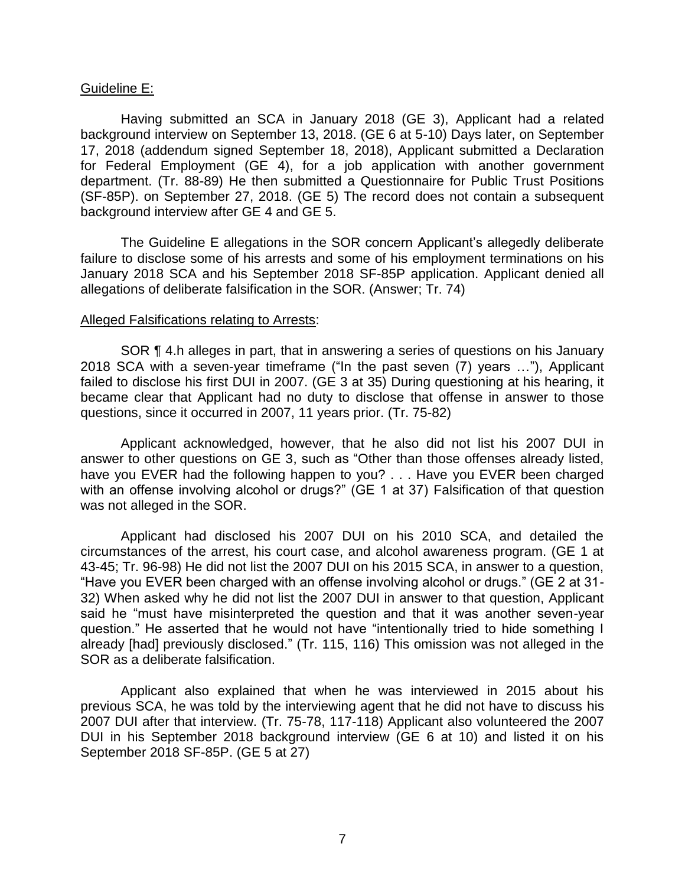Guideline E:

Having submitted an SCA in January 2018 (GE 3), Applicant had a related background interview on September 13, 2018. (GE 6 at 5-10) Days later, on September 17, 2018 (addendum signed September 18, 2018), Applicant submitted a Declaration for Federal Employment (GE 4), for a job application with another government department. (Tr. 88-89) He then submitted a Questionnaire for Public Trust Positions (SF-85P). on September 27, 2018. (GE 5) The record does not contain a subsequent background interview after GE 4 and GE 5.

The Guideline E allegations in the SOR concern Applicant's allegedly deliberate failure to disclose some of his arrests and some of his employment terminations on his January 2018 SCA and his September 2018 SF-85P application. Applicant denied all allegations of deliberate falsification in the SOR. (Answer; Tr. 74)

Alleged Falsifications relating to Arrests:

SOR ¶ 4.h alleges in part, that in answering a series of questions on his January 2018 SCA with a seven-year timeframe ("In the past seven (7) years …"), Applicant failed to disclose his first DUI in 2007. (GE 3 at 35) During questioning at his hearing, it became clear that Applicant had no duty to disclose that offense in answer to those questions, since it occurred in 2007, 11 years prior. (Tr. 75-82)

Applicant acknowledged, however, that he also did not list his 2007 DUI in answer to other questions on GE 3, such as "Other than those offenses already listed, have you EVER had the following happen to you? . . . Have you EVER been charged with an offense involving alcohol or drugs?" (GE 1 at 37) Falsification of that question was not alleged in the SOR.

Applicant had disclosed his 2007 DUI on his 2010 SCA, and detailed the circumstances of the arrest, his court case, and alcohol awareness program. (GE 1 at 43-45; Tr. 96-98) He did not list the 2007 DUI on his 2015 SCA, in answer to a question, "Have you EVER been charged with an offense involving alcohol or drugs." (GE 2 at 31-32) When asked why he did not list the 2007 DUI in answer to that question, Applicant said he "must have misinterpreted the question and that it was another seven-year question." He asserted that he would not have "intentionally tried to hide something I already [had] previously disclosed." (Tr. 115, 116) This omission was not alleged in the SOR as a deliberate falsification.

Applicant also explained that when he was interviewed in 2015 about his previous SCA, he was told by the interviewing agent that he did not have to discuss his 2007 DUI after that interview. (Tr. 75-78, 117-118) Applicant also volunteered the 2007 DUI in his September 2018 background interview (GE 6 at 10) and listed it on his September 2018 SF-85P. (GE 5 at 27)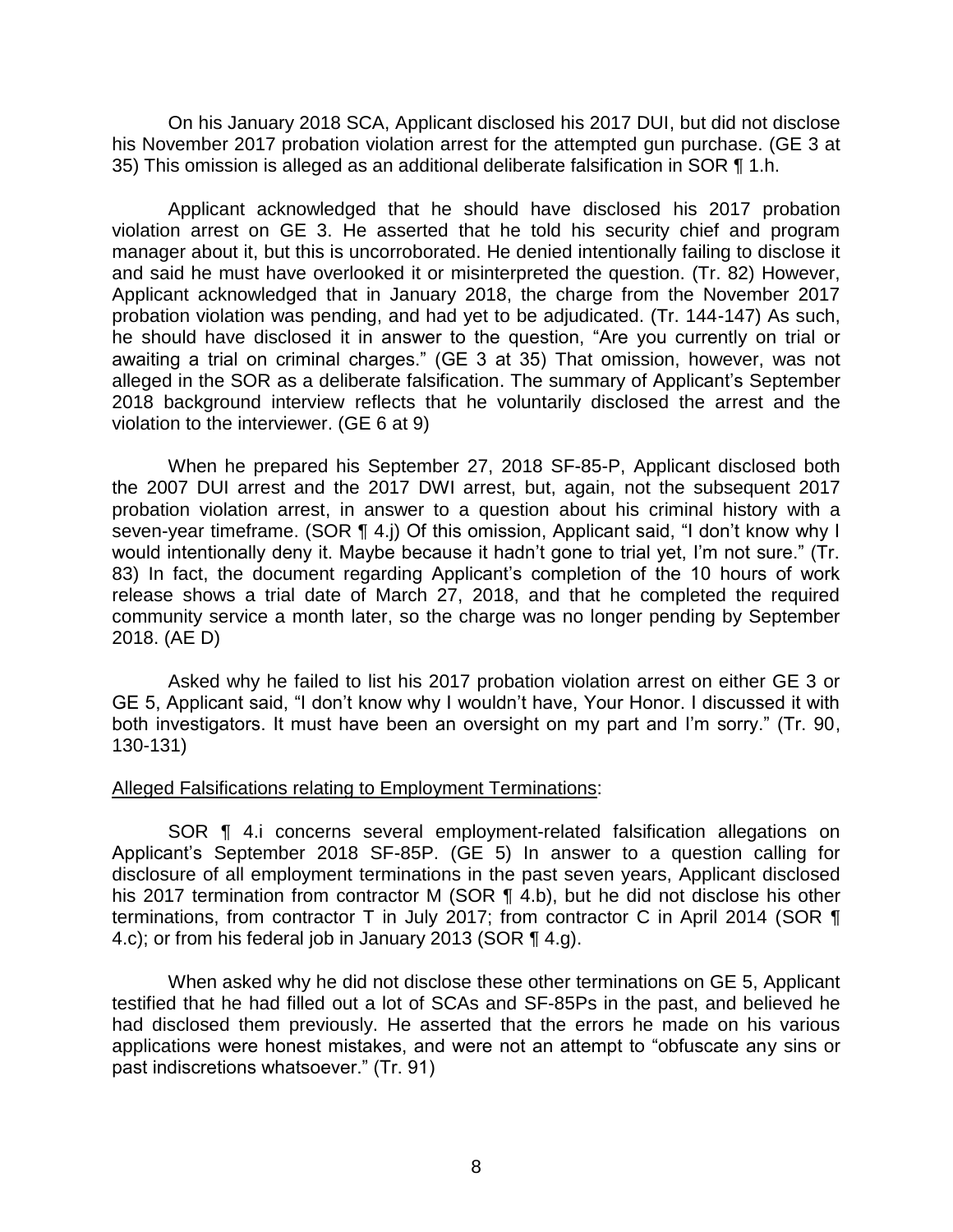On his January 2018 SCA, Applicant disclosed his 2017 DUI, but did not disclose his November 2017 probation violation arrest for the attempted gun purchase. (GE 3 at 35) This omission is alleged as an additional deliberate falsification in SOR ¶ 1.h.

Applicant acknowledged that he should have disclosed his 2017 probation violation arrest on GE 3. He asserted that he told his security chief and program manager about it, but this is uncorroborated. He denied intentionally failing to disclose it and said he must have overlooked it or misinterpreted the question. (Tr. 82) However, Applicant acknowledged that in January 2018, the charge from the November 2017 probation violation was pending, and had yet to be adjudicated. (Tr. 144-147) As such, he should have disclosed it in answer to the question, "Are you currently on trial or awaiting a trial on criminal charges." (GE 3 at 35) That omission, however, was not alleged in the SOR as a deliberate falsification. The summary of Applicant's September 2018 background interview reflects that he voluntarily disclosed the arrest and the violation to the interviewer. (GE 6 at 9)

When he prepared his September 27, 2018 SF-85-P, Applicant disclosed both the 2007 DUI arrest and the 2017 DWI arrest, but, again, not the subsequent 2017 probation violation arrest, in answer to a question about his criminal history with a seven-year timeframe. (SOR ¶ 4.j) Of this omission, Applicant said, "I don't know why I would intentionally deny it. Maybe because it hadn't gone to trial yet, I'm not sure." (Tr. 83) In fact, the document regarding Applicant's completion of the 10 hours of work release shows a trial date of March 27, 2018, and that he completed the required community service a month later, so the charge was no longer pending by September 2018. (AE D)

Asked why he failed to list his 2017 probation violation arrest on either GE 3 or GE 5, Applicant said, "I don't know why I wouldn't have, Your Honor. I discussed it with both investigators. It must have been an oversight on my part and I'm sorry." (Tr. 90, 130-131)

Alleged Falsifications relating to Employment Terminations:

SOR ¶ 4.i concerns several employment-related falsification allegations on Applicant's September 2018 SF-85P. (GE 5) In answer to a question calling for disclosure of all employment terminations in the past seven years, Applicant disclosed his 2017 termination from contractor M (SOR ¶ 4.b), but he did not disclose his other terminations, from contractor T in July 2017; from contractor C in April 2014 (SOR ¶ 4.c); or from his federal job in January 2013 (SOR ¶ 4.g).

When asked why he did not disclose these other terminations on GE 5, Applicant testified that he had filled out a lot of SCAs and SF-85Ps in the past, and believed he had disclosed them previously. He asserted that the errors he made on his various applications were honest mistakes, and were not an attempt to "obfuscate any sins or past indiscretions whatsoever." (Tr. 91)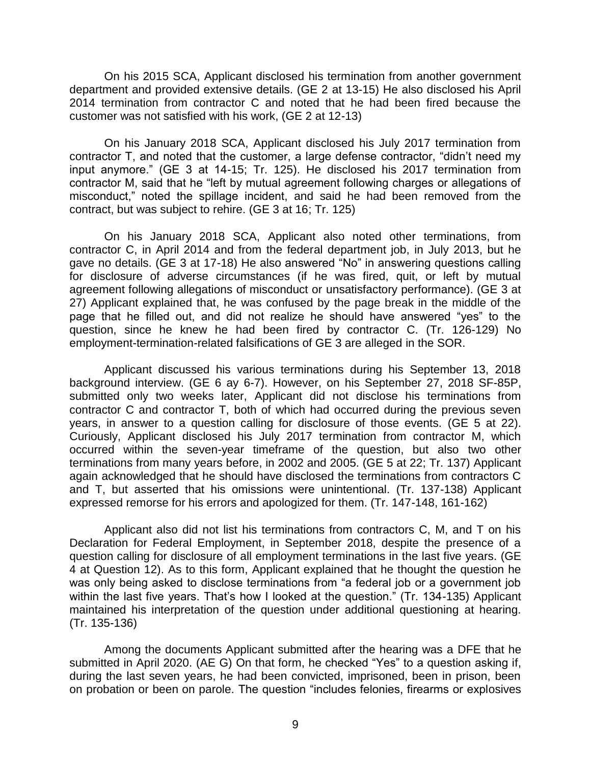On his 2015 SCA, Applicant disclosed his termination from another government department and provided extensive details. (GE 2 at 13-15) He also disclosed his April 2014 termination from contractor C and noted that he had been fired because the customer was not satisfied with his work, (GE 2 at 12-13)

On his January 2018 SCA, Applicant disclosed his July 2017 termination from contractor T, and noted that the customer, a large defense contractor, "didn't need my input anymore." (GE 3 at 14-15; Tr. 125). He disclosed his 2017 termination from contractor M, said that he "left by mutual agreement following charges or allegations of misconduct," noted the spillage incident, and said he had been removed from the contract, but was subject to rehire. (GE 3 at 16; Tr. 125)

On his January 2018 SCA, Applicant also noted other terminations, from contractor C, in April 2014 and from the federal department job, in July 2013, but he gave no details. (GE 3 at 17-18) He also answered "No" in answering questions calling for disclosure of adverse circumstances (if he was fired, quit, or left by mutual agreement following allegations of misconduct or unsatisfactory performance). (GE 3 at 27) Applicant explained that, he was confused by the page break in the middle of the page that he filled out, and did not realize he should have answered "yes" to the question, since he knew he had been fired by contractor C. (Tr. 126-129) No employment-termination-related falsifications of GE 3 are alleged in the SOR.

Applicant discussed his various terminations during his September 13, 2018 background interview. (GE 6 ay 6-7). However, on his September 27, 2018 SF-85P, submitted only two weeks later, Applicant did not disclose his terminations from contractor C and contractor T, both of which had occurred during the previous seven years, in answer to a question calling for disclosure of those events. (GE 5 at 22). Curiously, Applicant disclosed his July 2017 termination from contractor M, which occurred within the seven-year timeframe of the question, but also two other terminations from many years before, in 2002 and 2005. (GE 5 at 22; Tr. 137) Applicant again acknowledged that he should have disclosed the terminations from contractors C and T, but asserted that his omissions were unintentional. (Tr. 137-138) Applicant expressed remorse for his errors and apologized for them. (Tr. 147-148, 161-162)

Applicant also did not list his terminations from contractors C, M, and T on his Declaration for Federal Employment, in September 2018, despite the presence of a question calling for disclosure of all employment terminations in the last five years. (GE 4 at Question 12). As to this form, Applicant explained that he thought the question he was only being asked to disclose terminations from "a federal job or a government job within the last five years. That's how I looked at the question." (Tr. 134-135) Applicant maintained his interpretation of the question under additional questioning at hearing. (Tr. 135-136)

Among the documents Applicant submitted after the hearing was a DFE that he submitted in April 2020. (AE G) On that form, he checked "Yes" to a question asking if, during the last seven years, he had been convicted, imprisoned, been in prison, been on probation or been on parole. The question "includes felonies, firearms or explosives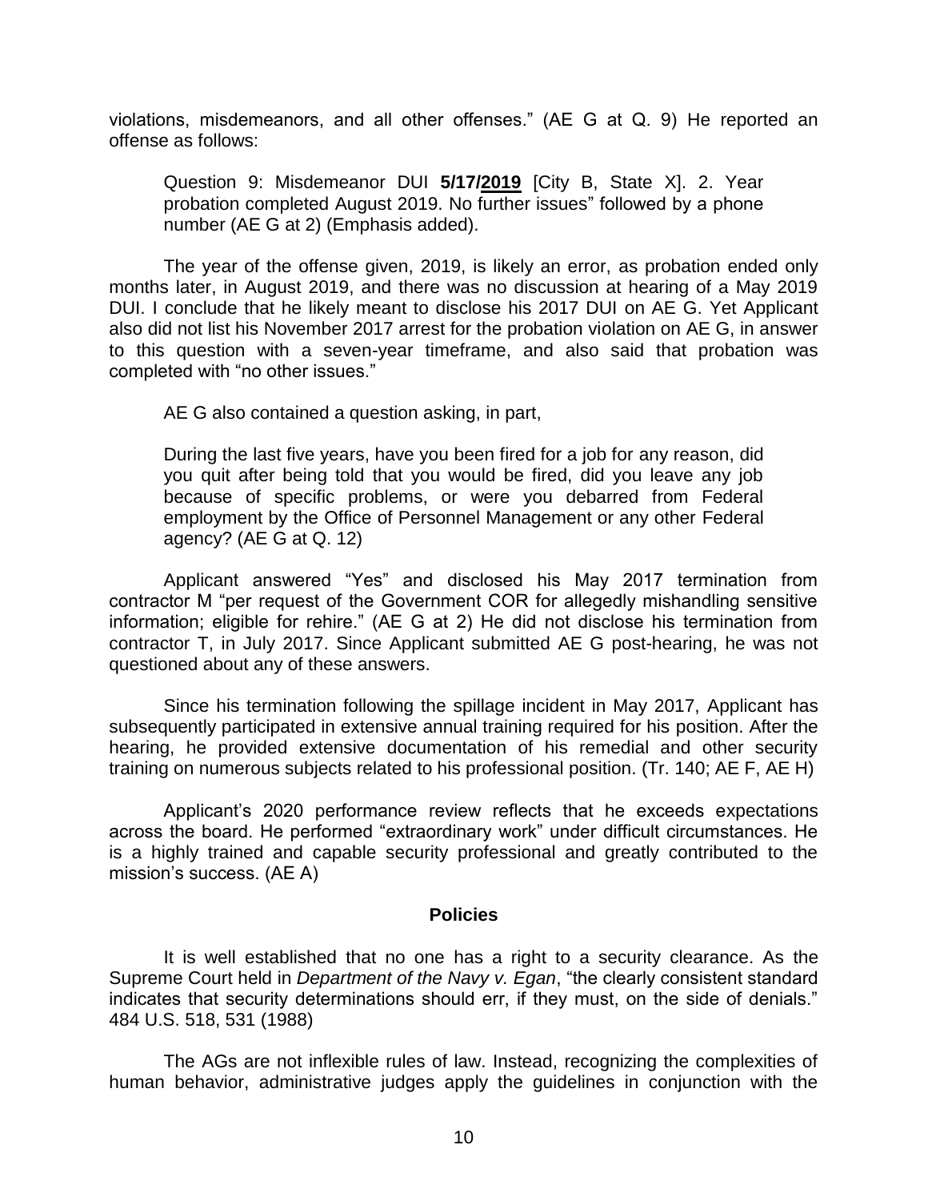violations, misdemeanors, and all other offenses." (AE G at Q. 9) He reported an offense as follows:

> Question 9: Misdemeanor DUI **5/17/<u>2019</u>** [City B, State X]. 2. Year probation completed August 2019. No further issues" followed by a phone number (AE G at 2) (Emphasis added).

The year of the offense given, 2019, is likely an error, as probation ended only months later, in August 2019, and there was no discussion at hearing of a May 2019 DUI. I conclude that he likely meant to disclose his 2017 DUI on AE G. Yet Applicant also did not list his November 2017 arrest for the probation violation on AE G, in answer to this question with a seven-year timeframe, and also said that probation was completed with "no other issues."

AE G also contained a question asking, in part,

> During the last five years, have you been fired for a job for any reason, did you quit after being told that you would be fired, did you leave any job because of specific problems, or were you debarred from Federal employment by the Office of Personnel Management or any other Federal agency? (AE G at Q. 12)

Applicant answered "Yes" and disclosed his May 2017 termination from contractor M "per request of the Government COR for allegedly mishandling sensitive information; eligible for rehire." (AE G at 2) He did not disclose his termination from contractor T, in July 2017. Since Applicant submitted AE G post-hearing, he was not questioned about any of these answers.

Since his termination following the spillage incident in May 2017, Applicant has subsequently participated in extensive annual training required for his position. After the hearing, he provided extensive documentation of his remedial and other security training on numerous subjects related to his professional position. (Tr. 140; AE F, AE H)

Applicant's 2020 performance review reflects that he exceeds expectations across the board. He performed "extraordinary work" under difficult circumstances. He is a highly trained and capable security professional and greatly contributed to the mission's success. (AE A)

## Policies

It is well established that no one has a right to a security clearance. As the Supreme Court held in *Department of the Navy v. Egan*, "the clearly consistent standard indicates that security determinations should err, if they must, on the side of denials." 484 U.S. 518, 531 (1988)

The AGs are not inflexible rules of law. Instead, recognizing the complexities of human behavior, administrative judges apply the guidelines in conjunction with the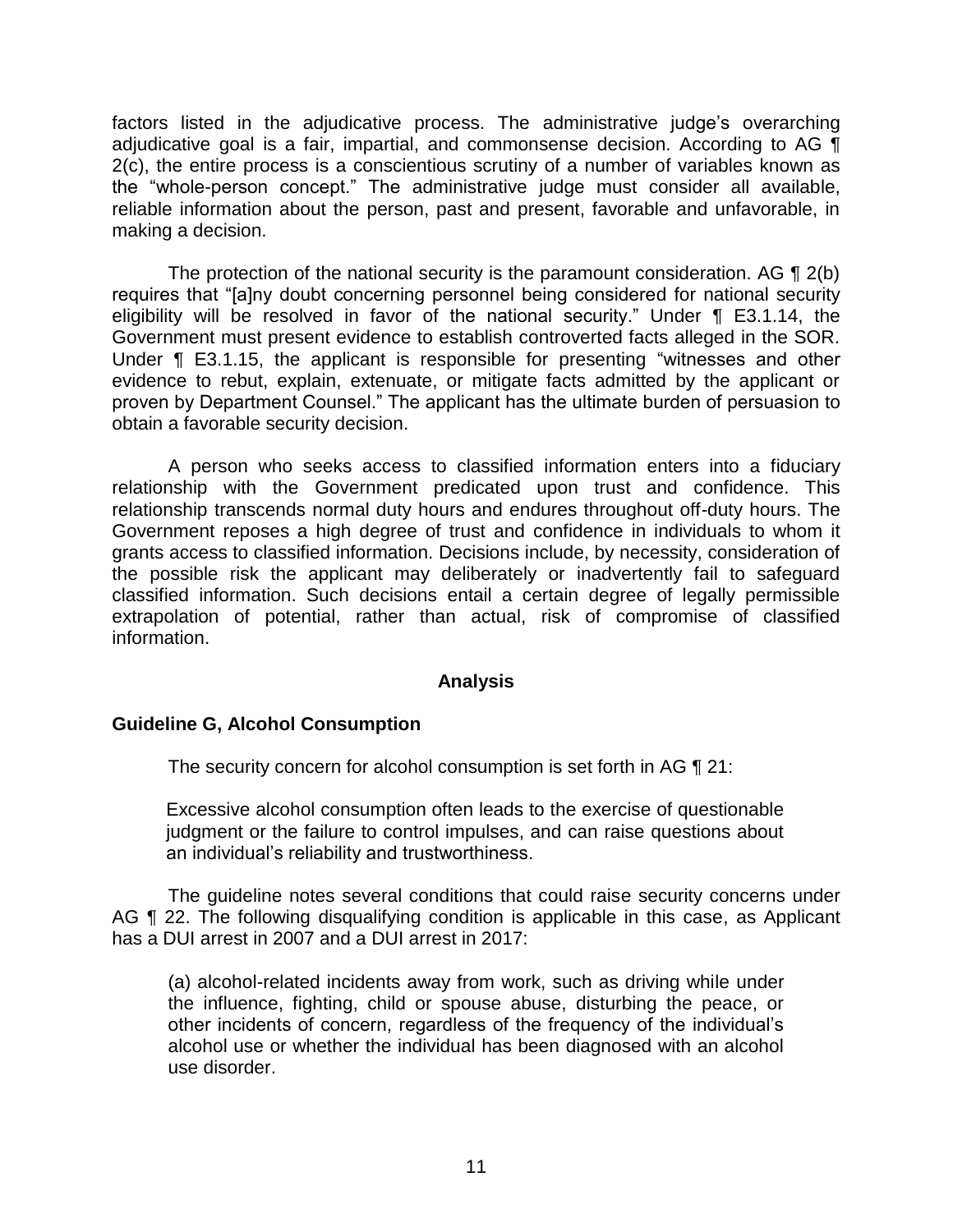factors listed in the adjudicative process. The administrative judge's overarching adjudicative goal is a fair, impartial, and commonsense decision. According to AG ¶ 2(c), the entire process is a conscientious scrutiny of a number of variables known as the "whole-person concept." The administrative judge must consider all available, reliable information about the person, past and present, favorable and unfavorable, in making a decision.

The protection of the national security is the paramount consideration. AG ¶ 2(b) requires that "[a]ny doubt concerning personnel being considered for national security eligibility will be resolved in favor of the national security." Under ¶ E3.1.14, the Government must present evidence to establish controverted facts alleged in the SOR. Under ¶ E3.1.15, the applicant is responsible for presenting "witnesses and other evidence to rebut, explain, extenuate, or mitigate facts admitted by the applicant or proven by Department Counsel." The applicant has the ultimate burden of persuasion to obtain a favorable security decision.

A person who seeks access to classified information enters into a fiduciary relationship with the Government predicated upon trust and confidence. This relationship transcends normal duty hours and endures throughout off-duty hours. The Government reposes a high degree of trust and confidence in individuals to whom it grants access to classified information. Decisions include, by necessity, consideration of the possible risk the applicant may deliberately or inadvertently fail to safeguard classified information. Such decisions entail a certain degree of legally permissible extrapolation of potential, rather than actual, risk of compromise of classified information.

## Analysis

### Guideline G, Alcohol Consumption

The security concern for alcohol consumption is set forth in AG ¶ 21:

> Excessive alcohol consumption often leads to the exercise of questionable judgment or the failure to control impulses, and can raise questions about an individual's reliability and trustworthiness.

The guideline notes several conditions that could raise security concerns under AG ¶ 22. The following disqualifying condition is applicable in this case, as Applicant has a DUI arrest in 2007 and a DUI arrest in 2017:

> (a) alcohol-related incidents away from work, such as driving while under the influence, fighting, child or spouse abuse, disturbing the peace, or other incidents of concern, regardless of the frequency of the individual's alcohol use or whether the individual has been diagnosed with an alcohol use disorder.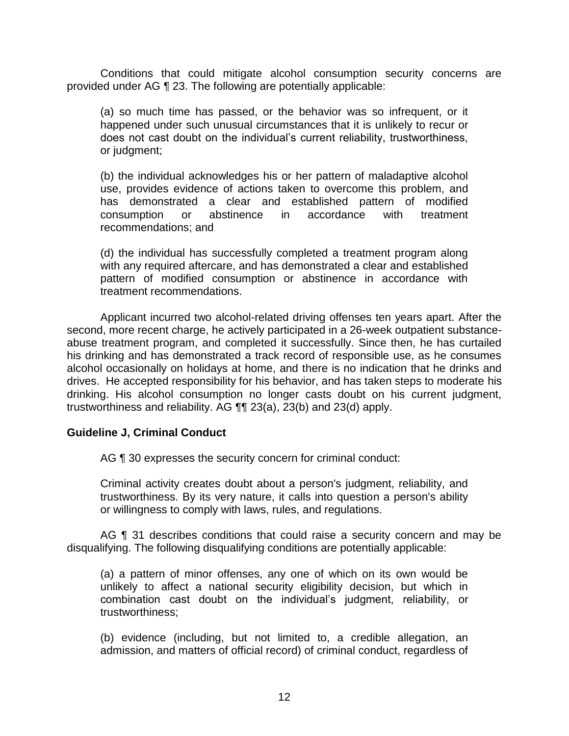Conditions that could mitigate alcohol consumption security concerns are provided under AG ¶ 23. The following are potentially applicable:

> (a) so much time has passed, or the behavior was so infrequent, or it happened under such unusual circumstances that it is unlikely to recur or does not cast doubt on the individual's current reliability, trustworthiness, or judgment;
>
> (b) the individual acknowledges his or her pattern of maladaptive alcohol use, provides evidence of actions taken to overcome this problem, and has demonstrated a clear and established pattern of modified consumption or abstinence in accordance with treatment recommendations; and
>
> (d) the individual has successfully completed a treatment program along with any required aftercare, and has demonstrated a clear and established pattern of modified consumption or abstinence in accordance with treatment recommendations.

Applicant incurred two alcohol-related driving offenses ten years apart. After the second, more recent charge, he actively participated in a 26-week outpatient substance-abuse treatment program, and completed it successfully. Since then, he has curtailed his drinking and has demonstrated a track record of responsible use, as he consumes alcohol occasionally on holidays at home, and there is no indication that he drinks and drives. He accepted responsibility for his behavior, and has taken steps to moderate his drinking. His alcohol consumption no longer casts doubt on his current judgment, trustworthiness and reliability. AG ¶¶ 23(a), 23(b) and 23(d) apply.

### Guideline J, Criminal Conduct

AG ¶ 30 expresses the security concern for criminal conduct:

> Criminal activity creates doubt about a person's judgment, reliability, and trustworthiness. By its very nature, it calls into question a person's ability or willingness to comply with laws, rules, and regulations.

AG ¶ 31 describes conditions that could raise a security concern and may be disqualifying. The following disqualifying conditions are potentially applicable:

> (a) a pattern of minor offenses, any one of which on its own would be unlikely to affect a national security eligibility decision, but which in combination cast doubt on the individual's judgment, reliability, or trustworthiness;
>
> (b) evidence (including, but not limited to, a credible allegation, an admission, and matters of official record) of criminal conduct, regardless of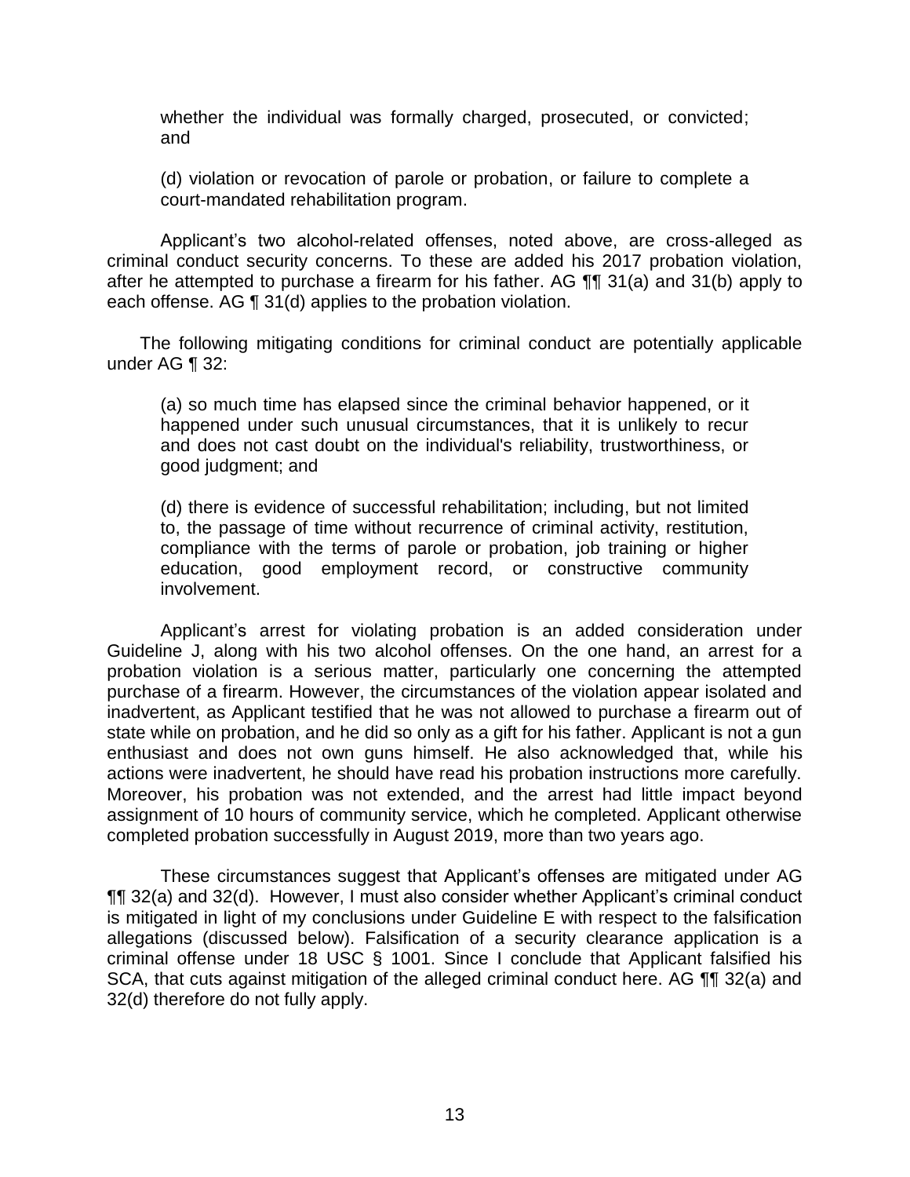whether the individual was formally charged, prosecuted, or convicted; and

(d) violation or revocation of parole or probation, or failure to complete a court-mandated rehabilitation program.

Applicant's two alcohol-related offenses, noted above, are cross-alleged as criminal conduct security concerns. To these are added his 2017 probation violation, after he attempted to purchase a firearm for his father. AG ¶¶ 31(a) and 31(b) apply to each offense. AG ¶ 31(d) applies to the probation violation.

The following mitigating conditions for criminal conduct are potentially applicable under AG ¶ 32:

(a) so much time has elapsed since the criminal behavior happened, or it happened under such unusual circumstances, that it is unlikely to recur and does not cast doubt on the individual's reliability, trustworthiness, or good judgment; and

(d) there is evidence of successful rehabilitation; including, but not limited to, the passage of time without recurrence of criminal activity, restitution, compliance with the terms of parole or probation, job training or higher education, good employment record, or constructive community involvement.

Applicant's arrest for violating probation is an added consideration under Guideline J, along with his two alcohol offenses. On the one hand, an arrest for a probation violation is a serious matter, particularly one concerning the attempted purchase of a firearm. However, the circumstances of the violation appear isolated and inadvertent, as Applicant testified that he was not allowed to purchase a firearm out of state while on probation, and he did so only as a gift for his father. Applicant is not a gun enthusiast and does not own guns himself. He also acknowledged that, while his actions were inadvertent, he should have read his probation instructions more carefully. Moreover, his probation was not extended, and the arrest had little impact beyond assignment of 10 hours of community service, which he completed. Applicant otherwise completed probation successfully in August 2019, more than two years ago.

These circumstances suggest that Applicant's offenses are mitigated under AG ¶¶ 32(a) and 32(d). However, I must also consider whether Applicant's criminal conduct is mitigated in light of my conclusions under Guideline E with respect to the falsification allegations (discussed below). Falsification of a security clearance application is a criminal offense under 18 USC § 1001. Since I conclude that Applicant falsified his SCA, that cuts against mitigation of the alleged criminal conduct here. AG ¶¶ 32(a) and 32(d) therefore do not fully apply.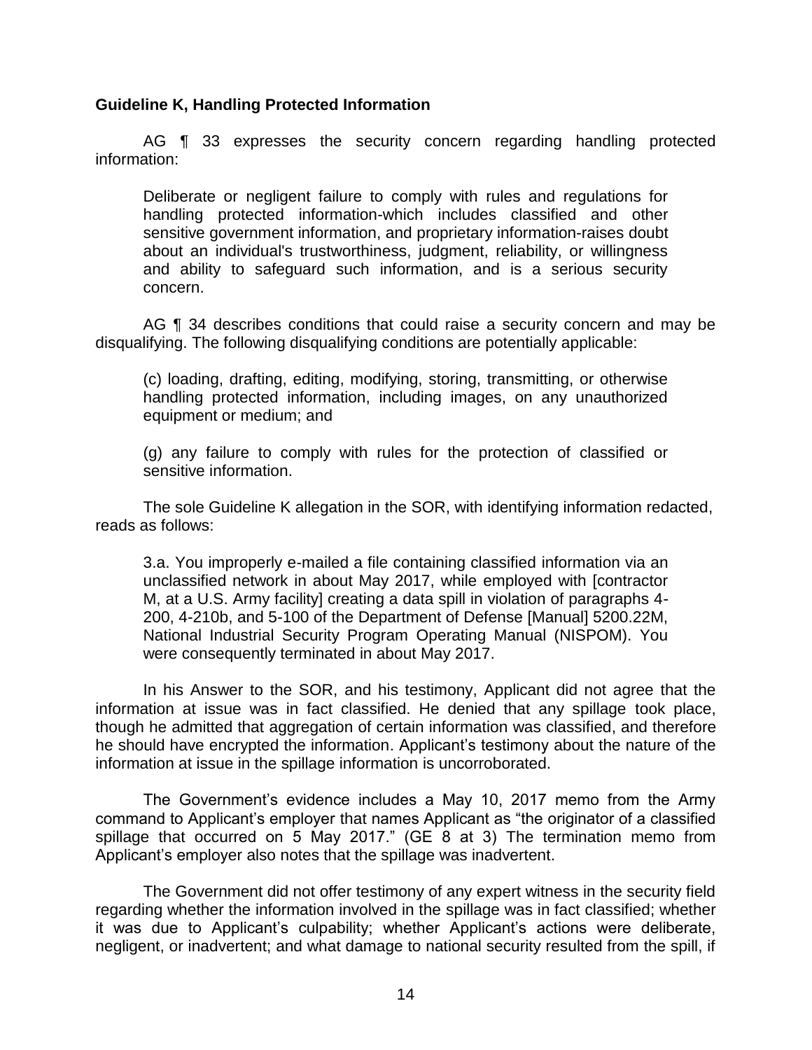**Guideline K, Handling Protected Information**

AG ¶ 33 expresses the security concern regarding handling protected information:

> Deliberate or negligent failure to comply with rules and regulations for handling protected information-which includes classified and other sensitive government information, and proprietary information-raises doubt about an individual's trustworthiness, judgment, reliability, or willingness and ability to safeguard such information, and is a serious security concern.

AG ¶ 34 describes conditions that could raise a security concern and may be disqualifying. The following disqualifying conditions are potentially applicable:

> (c) loading, drafting, editing, modifying, storing, transmitting, or otherwise handling protected information, including images, on any unauthorized equipment or medium; and
>
> (g) any failure to comply with rules for the protection of classified or sensitive information.

The sole Guideline K allegation in the SOR, with identifying information redacted, reads as follows:

> 3.a. You improperly e-mailed a file containing classified information via an unclassified network in about May 2017, while employed with [contractor M, at a U.S. Army facility] creating a data spill in violation of paragraphs 4-200, 4-210b, and 5-100 of the Department of Defense [Manual] 5200.22M, National Industrial Security Program Operating Manual (NISPOM). You were consequently terminated in about May 2017.

In his Answer to the SOR, and his testimony, Applicant did not agree that the information at issue was in fact classified. He denied that any spillage took place, though he admitted that aggregation of certain information was classified, and therefore he should have encrypted the information. Applicant's testimony about the nature of the information at issue in the spillage information is uncorroborated.

The Government's evidence includes a May 10, 2017 memo from the Army command to Applicant's employer that names Applicant as "the originator of a classified spillage that occurred on 5 May 2017." (GE 8 at 3) The termination memo from Applicant's employer also notes that the spillage was inadvertent.

The Government did not offer testimony of any expert witness in the security field regarding whether the information involved in the spillage was in fact classified; whether it was due to Applicant's culpability; whether Applicant's actions were deliberate, negligent, or inadvertent; and what damage to national security resulted from the spill, if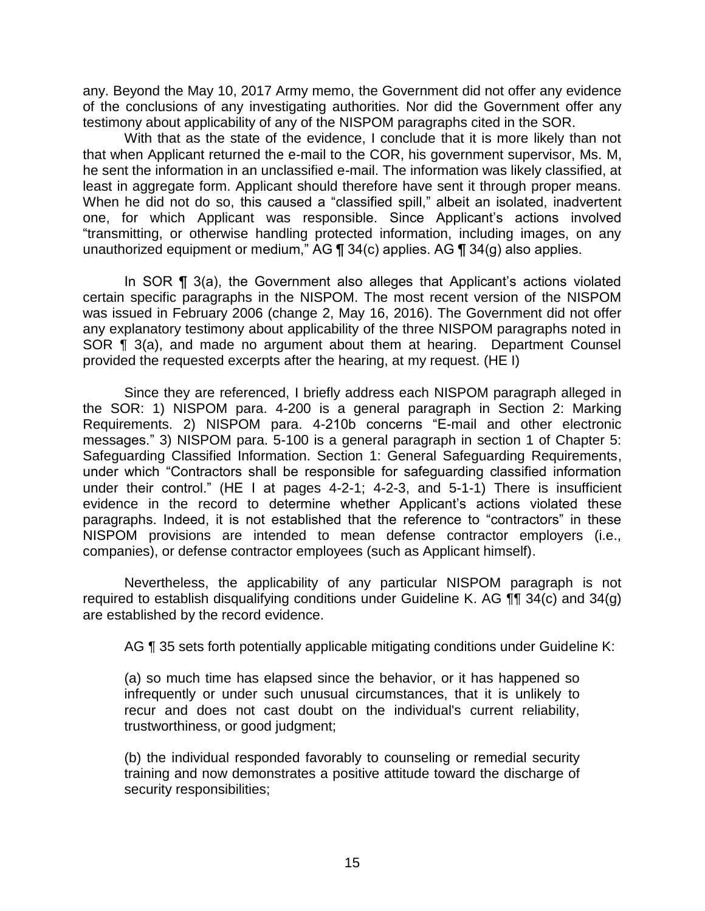any. Beyond the May 10, 2017 Army memo, the Government did not offer any evidence of the conclusions of any investigating authorities. Nor did the Government offer any testimony about applicability of any of the NISPOM paragraphs cited in the SOR.

With that as the state of the evidence, I conclude that it is more likely than not that when Applicant returned the e-mail to the COR, his government supervisor, Ms. M, he sent the information in an unclassified e-mail. The information was likely classified, at least in aggregate form. Applicant should therefore have sent it through proper means. When he did not do so, this caused a "classified spill," albeit an isolated, inadvertent one, for which Applicant was responsible. Since Applicant's actions involved "transmitting, or otherwise handling protected information, including images, on any unauthorized equipment or medium," AG ¶ 34(c) applies. AG ¶ 34(g) also applies.

In SOR ¶ 3(a), the Government also alleges that Applicant's actions violated certain specific paragraphs in the NISPOM. The most recent version of the NISPOM was issued in February 2006 (change 2, May 16, 2016). The Government did not offer any explanatory testimony about applicability of the three NISPOM paragraphs noted in SOR ¶ 3(a), and made no argument about them at hearing. Department Counsel provided the requested excerpts after the hearing, at my request. (HE I)

Since they are referenced, I briefly address each NISPOM paragraph alleged in the SOR: 1) NISPOM para. 4-200 is a general paragraph in Section 2: Marking Requirements. 2) NISPOM para. 4-210b concerns "E-mail and other electronic messages." 3) NISPOM para. 5-100 is a general paragraph in section 1 of Chapter 5: Safeguarding Classified Information. Section 1: General Safeguarding Requirements, under which "Contractors shall be responsible for safeguarding classified information under their control." (HE I at pages 4-2-1; 4-2-3, and 5-1-1) There is insufficient evidence in the record to determine whether Applicant's actions violated these paragraphs. Indeed, it is not established that the reference to "contractors" in these NISPOM provisions are intended to mean defense contractor employers (i.e., companies), or defense contractor employees (such as Applicant himself).

Nevertheless, the applicability of any particular NISPOM paragraph is not required to establish disqualifying conditions under Guideline K. AG ¶¶ 34(c) and 34(g) are established by the record evidence.

AG ¶ 35 sets forth potentially applicable mitigating conditions under Guideline K:

> (a) so much time has elapsed since the behavior, or it has happened so infrequently or under such unusual circumstances, that it is unlikely to recur and does not cast doubt on the individual's current reliability, trustworthiness, or good judgment;
>
> (b) the individual responded favorably to counseling or remedial security training and now demonstrates a positive attitude toward the discharge of security responsibilities;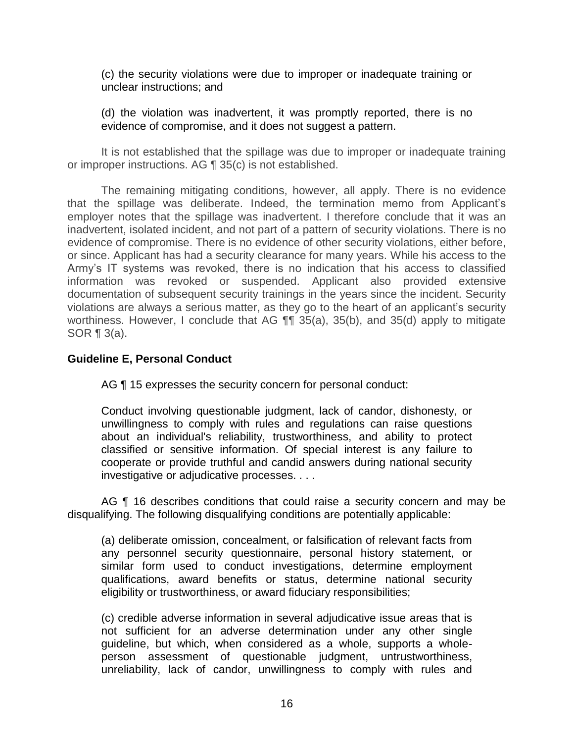(c) the security violations were due to improper or inadequate training or unclear instructions; and

(d) the violation was inadvertent, it was promptly reported, there is no evidence of compromise, and it does not suggest a pattern.

It is not established that the spillage was due to improper or inadequate training or improper instructions. AG ¶ 35(c) is not established.

The remaining mitigating conditions, however, all apply. There is no evidence that the spillage was deliberate. Indeed, the termination memo from Applicant's employer notes that the spillage was inadvertent. I therefore conclude that it was an inadvertent, isolated incident, and not part of a pattern of security violations. There is no evidence of compromise. There is no evidence of other security violations, either before, or since. Applicant has had a security clearance for many years. While his access to the Army's IT systems was revoked, there is no indication that his access to classified information was revoked or suspended. Applicant also provided extensive documentation of subsequent security trainings in the years since the incident. Security violations are always a serious matter, as they go to the heart of an applicant's security worthiness. However, I conclude that AG ¶¶ 35(a), 35(b), and 35(d) apply to mitigate SOR ¶ 3(a).

**Guideline E, Personal Conduct**

AG ¶ 15 expresses the security concern for personal conduct:

> Conduct involving questionable judgment, lack of candor, dishonesty, or unwillingness to comply with rules and regulations can raise questions about an individual's reliability, trustworthiness, and ability to protect classified or sensitive information. Of special interest is any failure to cooperate or provide truthful and candid answers during national security investigative or adjudicative processes. . . .

AG ¶ 16 describes conditions that could raise a security concern and may be disqualifying. The following disqualifying conditions are potentially applicable:

> (a) deliberate omission, concealment, or falsification of relevant facts from any personnel security questionnaire, personal history statement, or similar form used to conduct investigations, determine employment qualifications, award benefits or status, determine national security eligibility or trustworthiness, or award fiduciary responsibilities;
>
> (c) credible adverse information in several adjudicative issue areas that is not sufficient for an adverse determination under any other single guideline, but which, when considered as a whole, supports a whole-person assessment of questionable judgment, untrustworthiness, unreliability, lack of candor, unwillingness to comply with rules and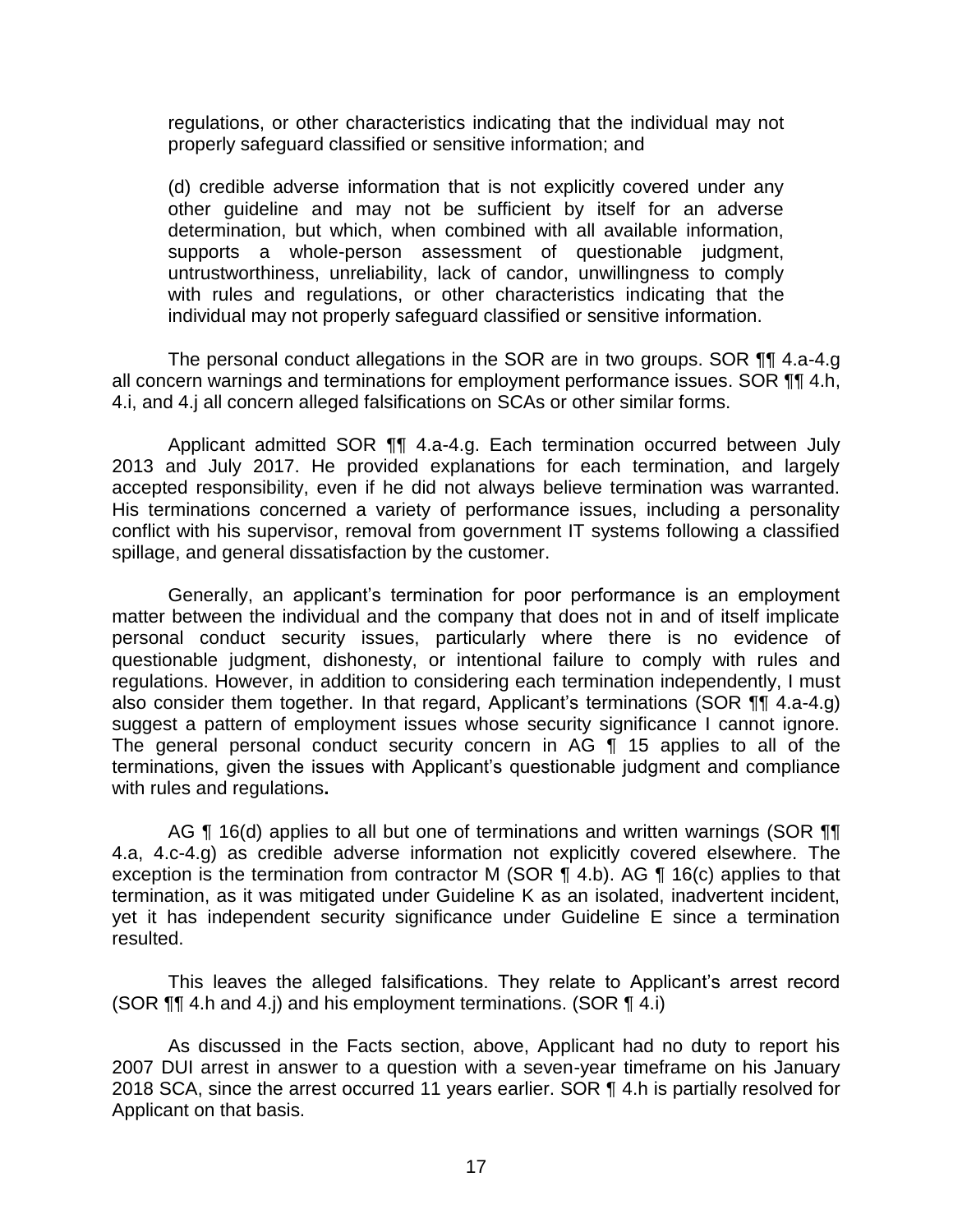regulations, or other characteristics indicating that the individual may not properly safeguard classified or sensitive information; and

(d) credible adverse information that is not explicitly covered under any other guideline and may not be sufficient by itself for an adverse determination, but which, when combined with all available information, supports a whole-person assessment of questionable judgment, untrustworthiness, unreliability, lack of candor, unwillingness to comply with rules and regulations, or other characteristics indicating that the individual may not properly safeguard classified or sensitive information.

The personal conduct allegations in the SOR are in two groups. SOR ¶¶ 4.a-4.g all concern warnings and terminations for employment performance issues. SOR ¶¶ 4.h, 4.i, and 4.j all concern alleged falsifications on SCAs or other similar forms.

Applicant admitted SOR ¶¶ 4.a-4.g. Each termination occurred between July 2013 and July 2017. He provided explanations for each termination, and largely accepted responsibility, even if he did not always believe termination was warranted. His terminations concerned a variety of performance issues, including a personality conflict with his supervisor, removal from government IT systems following a classified spillage, and general dissatisfaction by the customer.

Generally, an applicant's termination for poor performance is an employment matter between the individual and the company that does not in and of itself implicate personal conduct security issues, particularly where there is no evidence of questionable judgment, dishonesty, or intentional failure to comply with rules and regulations. However, in addition to considering each termination independently, I must also consider them together. In that regard, Applicant's terminations (SOR ¶¶ 4.a-4.g) suggest a pattern of employment issues whose security significance I cannot ignore. The general personal conduct security concern in AG ¶ 15 applies to all of the terminations, given the issues with Applicant's questionable judgment and compliance with rules and regulations**.**

AG ¶ 16(d) applies to all but one of terminations and written warnings (SOR ¶¶ 4.a, 4.c-4.g) as credible adverse information not explicitly covered elsewhere. The exception is the termination from contractor M (SOR ¶ 4.b). AG ¶ 16(c) applies to that termination, as it was mitigated under Guideline K as an isolated, inadvertent incident, yet it has independent security significance under Guideline E since a termination resulted.

This leaves the alleged falsifications. They relate to Applicant's arrest record (SOR ¶¶ 4.h and 4.j) and his employment terminations. (SOR ¶ 4.i)

As discussed in the Facts section, above, Applicant had no duty to report his 2007 DUI arrest in answer to a question with a seven-year timeframe on his January 2018 SCA, since the arrest occurred 11 years earlier. SOR ¶ 4.h is partially resolved for Applicant on that basis.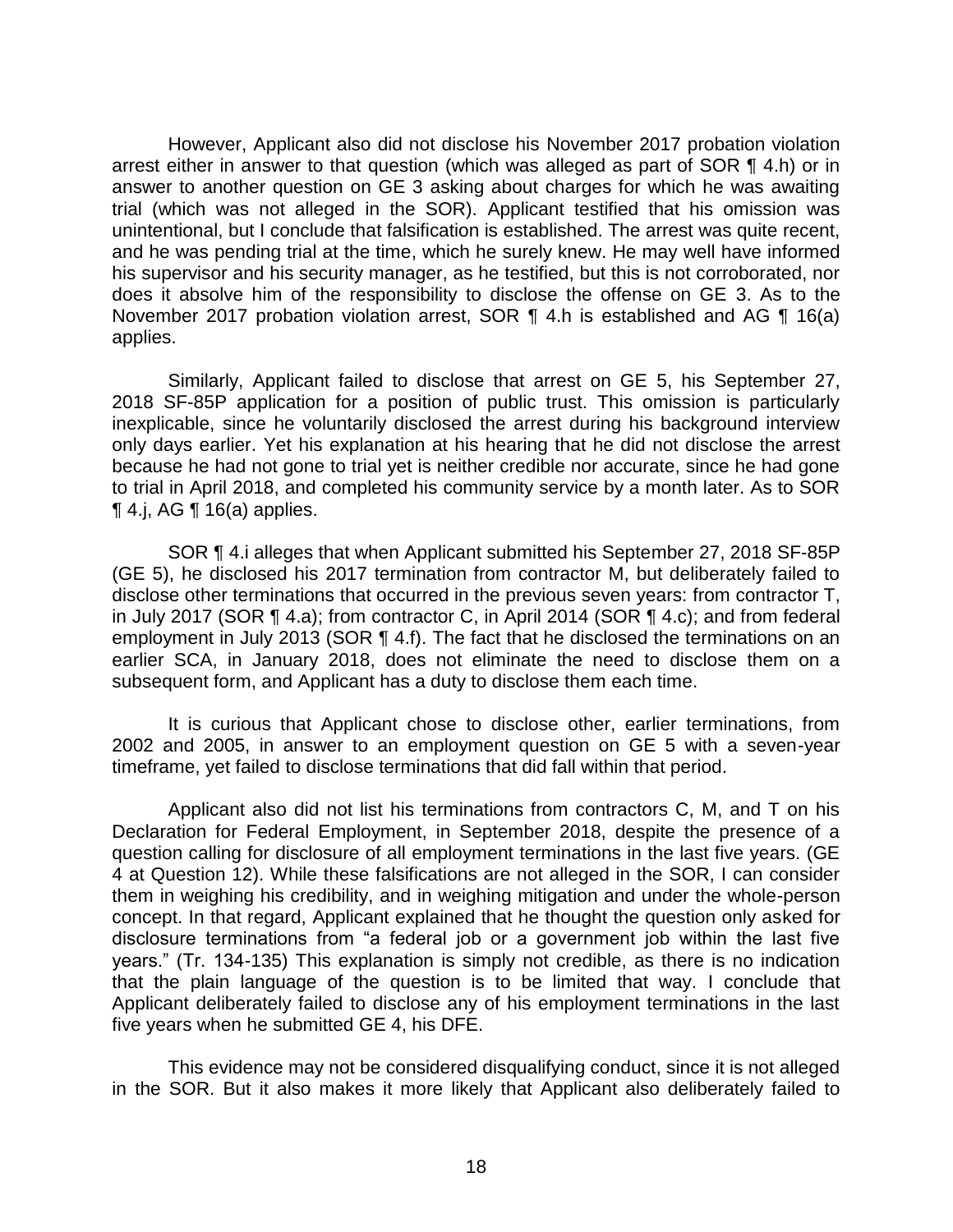However, Applicant also did not disclose his November 2017 probation violation arrest either in answer to that question (which was alleged as part of SOR ¶ 4.h) or in answer to another question on GE 3 asking about charges for which he was awaiting trial (which was not alleged in the SOR). Applicant testified that his omission was unintentional, but I conclude that falsification is established. The arrest was quite recent, and he was pending trial at the time, which he surely knew. He may well have informed his supervisor and his security manager, as he testified, but this is not corroborated, nor does it absolve him of the responsibility to disclose the offense on GE 3. As to the November 2017 probation violation arrest, SOR ¶ 4.h is established and AG ¶ 16(a) applies.

Similarly, Applicant failed to disclose that arrest on GE 5, his September 27, 2018 SF-85P application for a position of public trust. This omission is particularly inexplicable, since he voluntarily disclosed the arrest during his background interview only days earlier. Yet his explanation at his hearing that he did not disclose the arrest because he had not gone to trial yet is neither credible nor accurate, since he had gone to trial in April 2018, and completed his community service by a month later. As to SOR ¶ 4.j, AG ¶ 16(a) applies.

SOR ¶ 4.i alleges that when Applicant submitted his September 27, 2018 SF-85P (GE 5), he disclosed his 2017 termination from contractor M, but deliberately failed to disclose other terminations that occurred in the previous seven years: from contractor T, in July 2017 (SOR ¶ 4.a); from contractor C, in April 2014 (SOR ¶ 4.c); and from federal employment in July 2013 (SOR ¶ 4.f). The fact that he disclosed the terminations on an earlier SCA, in January 2018, does not eliminate the need to disclose them on a subsequent form, and Applicant has a duty to disclose them each time.

It is curious that Applicant chose to disclose other, earlier terminations, from 2002 and 2005, in answer to an employment question on GE 5 with a seven-year timeframe, yet failed to disclose terminations that did fall within that period.

Applicant also did not list his terminations from contractors C, M, and T on his Declaration for Federal Employment, in September 2018, despite the presence of a question calling for disclosure of all employment terminations in the last five years. (GE 4 at Question 12). While these falsifications are not alleged in the SOR, I can consider them in weighing his credibility, and in weighing mitigation and under the whole-person concept. In that regard, Applicant explained that he thought the question only asked for disclosure terminations from "a federal job or a government job within the last five years." (Tr. 134-135) This explanation is simply not credible, as there is no indication that the plain language of the question is to be limited that way. I conclude that Applicant deliberately failed to disclose any of his employment terminations in the last five years when he submitted GE 4, his DFE.

This evidence may not be considered disqualifying conduct, since it is not alleged in the SOR. But it also makes it more likely that Applicant also deliberately failed to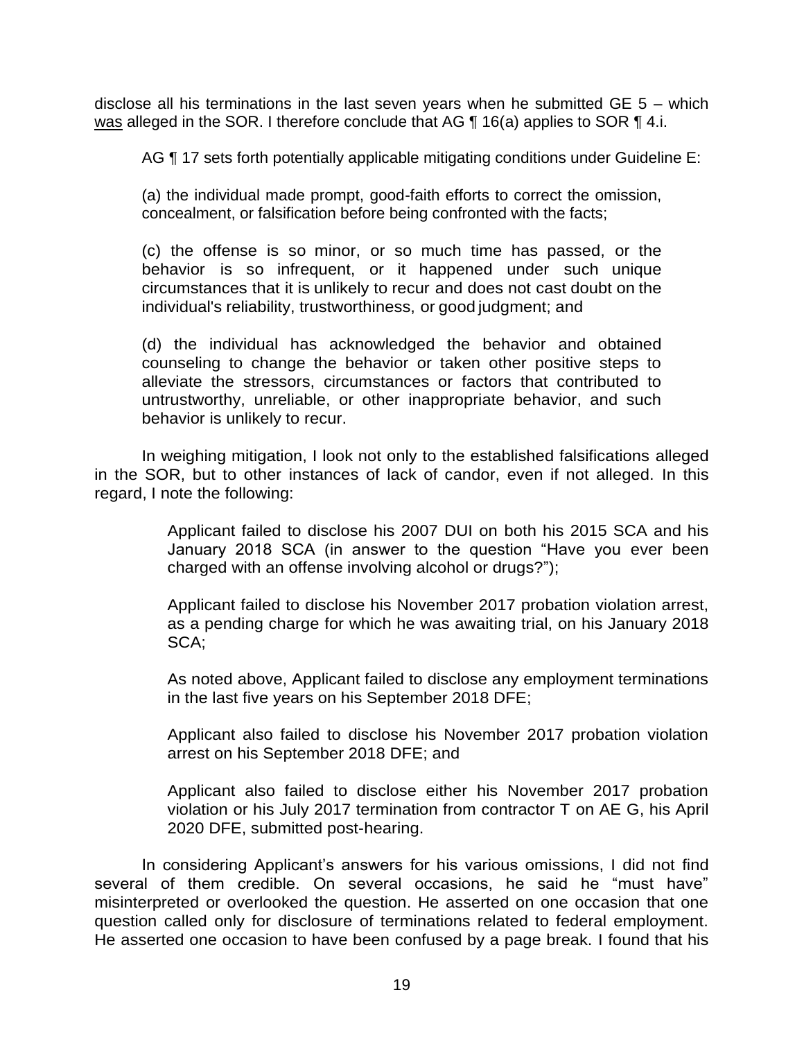disclose all his terminations in the last seven years when he submitted GE 5 – which <u>was</u> alleged in the SOR. I therefore conclude that AG ¶ 16(a) applies to SOR ¶ 4.i.

AG ¶ 17 sets forth potentially applicable mitigating conditions under Guideline E:

> (a) the individual made prompt, good-faith efforts to correct the omission, concealment, or falsification before being confronted with the facts;
>
> (c) the offense is so minor, or so much time has passed, or the behavior is so infrequent, or it happened under such unique circumstances that it is unlikely to recur and does not cast doubt on the individual's reliability, trustworthiness, or good judgment; and
>
> (d) the individual has acknowledged the behavior and obtained counseling to change the behavior or taken other positive steps to alleviate the stressors, circumstances or factors that contributed to untrustworthy, unreliable, or other inappropriate behavior, and such behavior is unlikely to recur.

In weighing mitigation, I look not only to the established falsifications alleged in the SOR, but to other instances of lack of candor, even if not alleged. In this regard, I note the following:

> Applicant failed to disclose his 2007 DUI on both his 2015 SCA and his January 2018 SCA (in answer to the question "Have you ever been charged with an offense involving alcohol or drugs?");
>
> Applicant failed to disclose his November 2017 probation violation arrest, as a pending charge for which he was awaiting trial, on his January 2018 SCA;
>
> As noted above, Applicant failed to disclose any employment terminations in the last five years on his September 2018 DFE;
>
> Applicant also failed to disclose his November 2017 probation violation arrest on his September 2018 DFE; and
>
> Applicant also failed to disclose either his November 2017 probation violation or his July 2017 termination from contractor T on AE G, his April 2020 DFE, submitted post-hearing.

In considering Applicant's answers for his various omissions, I did not find several of them credible. On several occasions, he said he "must have" misinterpreted or overlooked the question. He asserted on one occasion that one question called only for disclosure of terminations related to federal employment. He asserted one occasion to have been confused by a page break. I found that his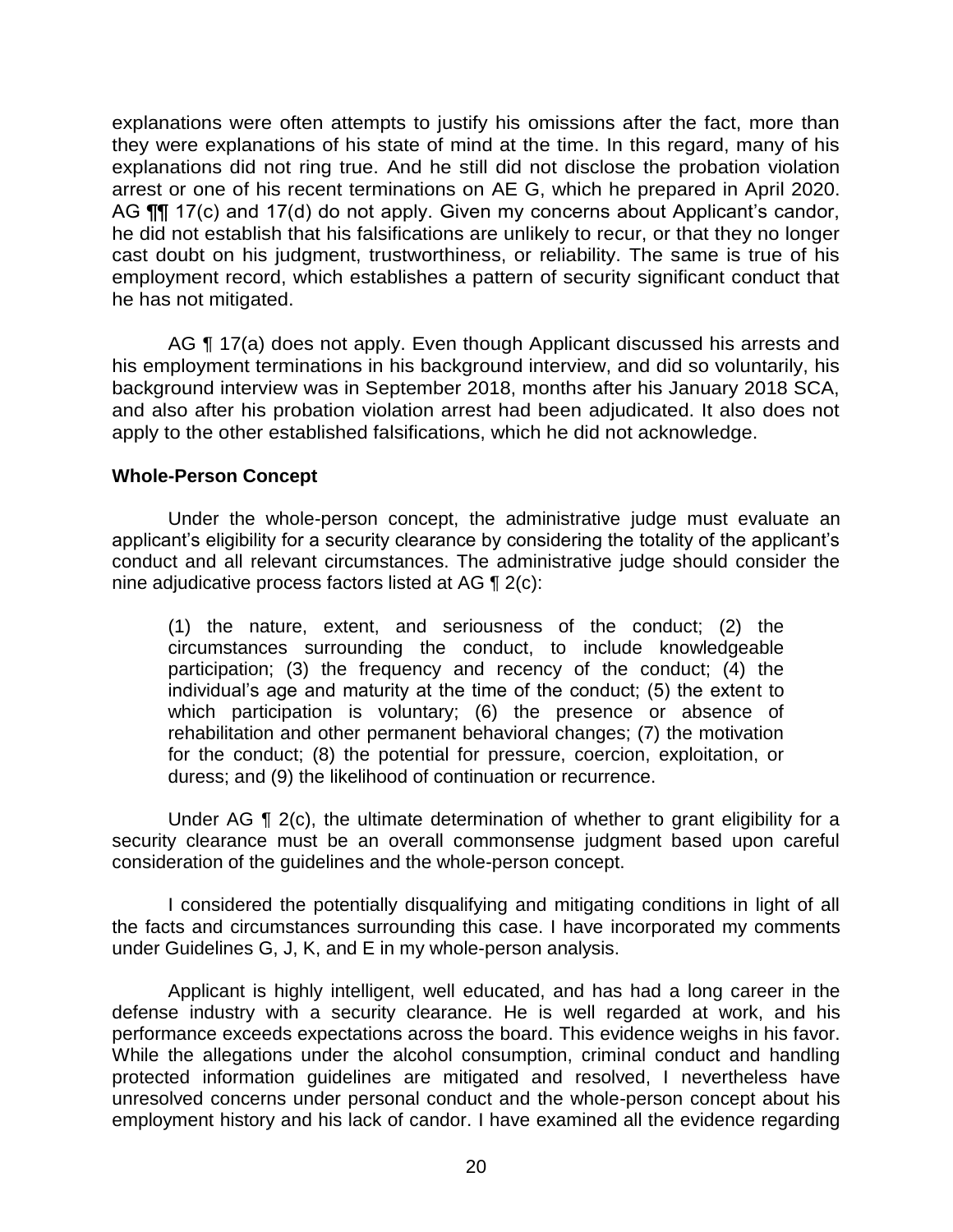explanations were often attempts to justify his omissions after the fact, more than they were explanations of his state of mind at the time. In this regard, many of his explanations did not ring true. And he still did not disclose the probation violation arrest or one of his recent terminations on AE G, which he prepared in April 2020. AG ¶¶ 17(c) and 17(d) do not apply. Given my concerns about Applicant's candor, he did not establish that his falsifications are unlikely to recur, or that they no longer cast doubt on his judgment, trustworthiness, or reliability. The same is true of his employment record, which establishes a pattern of security significant conduct that he has not mitigated.

AG ¶ 17(a) does not apply. Even though Applicant discussed his arrests and his employment terminations in his background interview, and did so voluntarily, his background interview was in September 2018, months after his January 2018 SCA, and also after his probation violation arrest had been adjudicated. It also does not apply to the other established falsifications, which he did not acknowledge.

**Whole-Person Concept**

Under the whole-person concept, the administrative judge must evaluate an applicant's eligibility for a security clearance by considering the totality of the applicant's conduct and all relevant circumstances. The administrative judge should consider the nine adjudicative process factors listed at AG ¶ 2(c):

> (1) the nature, extent, and seriousness of the conduct; (2) the circumstances surrounding the conduct, to include knowledgeable participation; (3) the frequency and recency of the conduct; (4) the individual's age and maturity at the time of the conduct; (5) the extent to which participation is voluntary; (6) the presence or absence of rehabilitation and other permanent behavioral changes; (7) the motivation for the conduct; (8) the potential for pressure, coercion, exploitation, or duress; and (9) the likelihood of continuation or recurrence.

Under AG ¶ 2(c), the ultimate determination of whether to grant eligibility for a security clearance must be an overall commonsense judgment based upon careful consideration of the guidelines and the whole-person concept.

I considered the potentially disqualifying and mitigating conditions in light of all the facts and circumstances surrounding this case. I have incorporated my comments under Guidelines G, J, K, and E in my whole-person analysis.

Applicant is highly intelligent, well educated, and has had a long career in the defense industry with a security clearance. He is well regarded at work, and his performance exceeds expectations across the board. This evidence weighs in his favor. While the allegations under the alcohol consumption, criminal conduct and handling protected information guidelines are mitigated and resolved, I nevertheless have unresolved concerns under personal conduct and the whole-person concept about his employment history and his lack of candor. I have examined all the evidence regarding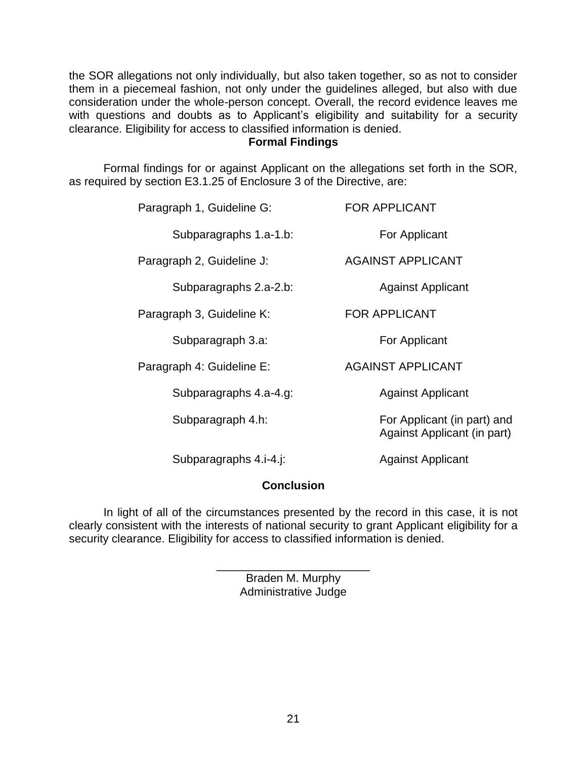the SOR allegations not only individually, but also taken together, so as not to consider them in a piecemeal fashion, not only under the guidelines alleged, but also with due consideration under the whole-person concept. Overall, the record evidence leaves me with questions and doubts as to Applicant's eligibility and suitability for a security clearance. Eligibility for access to classified information is denied.

## Formal Findings

Formal findings for or against Applicant on the allegations set forth in the SOR, as required by section E3.1.25 of Enclosure 3 of the Directive, are:

| | |
|---|---|
| Paragraph 1, Guideline G: | FOR APPLICANT |
| Subparagraphs 1.a-1.b: | For Applicant |
| Paragraph 2, Guideline J: | AGAINST APPLICANT |
| Subparagraphs 2.a-2.b: | Against Applicant |
| Paragraph 3, Guideline K: | FOR APPLICANT |
| Subparagraph 3.a: | For Applicant |
| Paragraph 4: Guideline E: | AGAINST APPLICANT |
| Subparagraphs 4.a-4.g: | Against Applicant |
| Subparagraph 4.h: | For Applicant (in part) and Against Applicant (in part) |
| Subparagraphs 4.i-4.j: | Against Applicant |

## Conclusion

In light of all of the circumstances presented by the record in this case, it is not clearly consistent with the interests of national security to grant Applicant eligibility for a security clearance. Eligibility for access to classified information is denied.

________________________
Braden M. Murphy
Administrative Judge